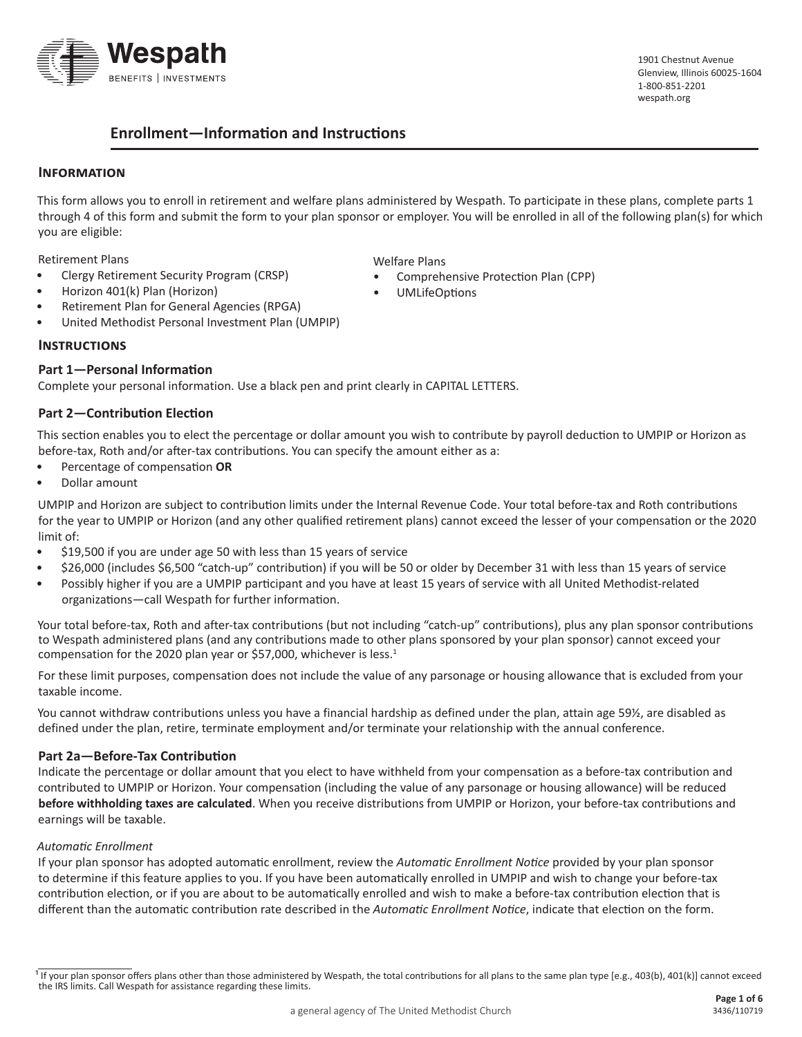Wespath

BENEFITS | INVESTMENTS

1901 Chestnut Avenue
Glenview, Illinois 60025-1604
1-800-851-2201
wespath.org

# Enrollment—Information and Instructions

## Information

This form allows you to enroll in retirement and welfare plans administered by Wespath. To participate in these plans, complete parts 1 through 4 of this form and submit the form to your plan sponsor or employer. You will be enrolled in all of the following plan(s) for which you are eligible:

Retirement Plans
- Clergy Retirement Security Program (CRSP)
- Horizon 401(k) Plan (Horizon)
- Retirement Plan for General Agencies (RPGA)
- United Methodist Personal Investment Plan (UMPIP)

Welfare Plans
- Comprehensive Protection Plan (CPP)
- UMLifeOptions

## Instructions

### Part 1—Personal Information

Complete your personal information. Use a black pen and print clearly in CAPITAL LETTERS.

### Part 2—Contribution Election

This section enables you to elect the percentage or dollar amount you wish to contribute by payroll deduction to UMPIP or Horizon as before-tax, Roth and/or after-tax contributions. You can specify the amount either as a:
- Percentage of compensation **OR**
- Dollar amount

UMPIP and Horizon are subject to contribution limits under the Internal Revenue Code. Your total before-tax and Roth contributions for the year to UMPIP or Horizon (and any other qualified retirement plans) cannot exceed the lesser of your compensation or the 2020 limit of:
- $19,500 if you are under age 50 with less than 15 years of service
- $26,000 (includes $6,500 "catch-up" contribution) if you will be 50 or older by December 31 with less than 15 years of service
- Possibly higher if you are a UMPIP participant and you have at least 15 years of service with all United Methodist-related organizations—call Wespath for further information.

Your total before-tax, Roth and after-tax contributions (but not including "catch-up" contributions), plus any plan sponsor contributions to Wespath administered plans (and any contributions made to other plans sponsored by your plan sponsor) cannot exceed your compensation for the 2020 plan year or $57,000, whichever is less.[1]

For these limit purposes, compensation does not include the value of any parsonage or housing allowance that is excluded from your taxable income.

You cannot withdraw contributions unless you have a financial hardship as defined under the plan, attain age 59½, are disabled as defined under the plan, retire, terminate employment and/or terminate your relationship with the annual conference.

### Part 2a—Before-Tax Contribution

Indicate the percentage or dollar amount that you elect to have withheld from your compensation as a before-tax contribution and contributed to UMPIP or Horizon. Your compensation (including the value of any parsonage or housing allowance) will be reduced **before withholding taxes are calculated**. When you receive distributions from UMPIP or Horizon, your before-tax contributions and earnings will be taxable.

*Automatic Enrollment*

If your plan sponsor has adopted automatic enrollment, review the *Automatic Enrollment Notice* provided by your plan sponsor to determine if this feature applies to you. If you have been automatically enrolled in UMPIP and wish to change your before-tax contribution election, or if you are about to be automatically enrolled and wish to make a before-tax contribution election that is different than the automatic contribution rate described in the *Automatic Enrollment Notice*, indicate that election on the form.

[1] If your plan sponsor offers plans other than those administered by Wespath, the total contributions for all plans to the same plan type [e.g., 403(b), 401(k)] cannot exceed the IRS limits. Call Wespath for assistance regarding these limits.

a general agency of The United Methodist Church

3436/110719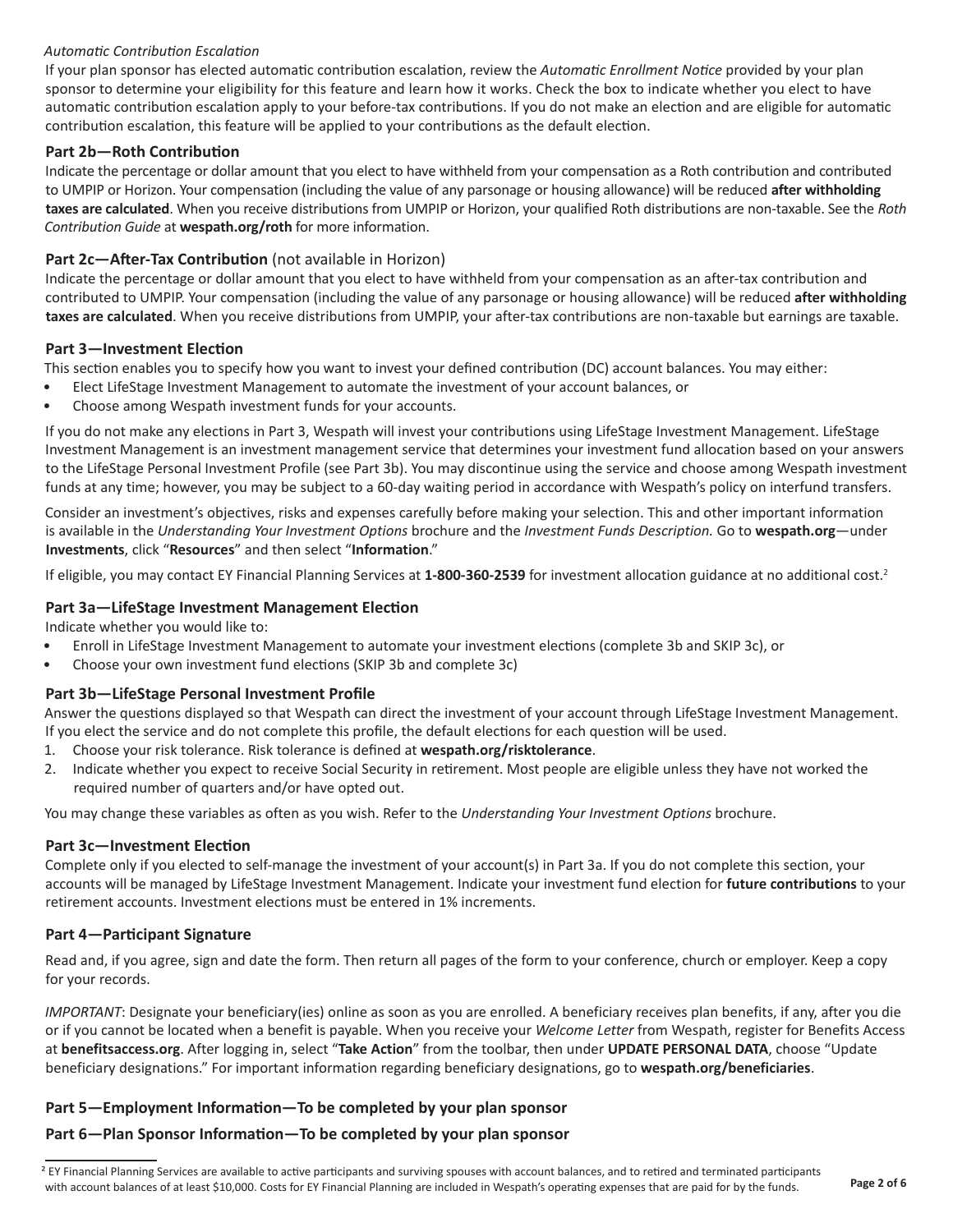*Automatic Contribution Escalation*

If your plan sponsor has elected automatic contribution escalation, review the *Automatic Enrollment Notice* provided by your plan sponsor to determine your eligibility for this feature and learn how it works. Check the box to indicate whether you elect to have automatic contribution escalation apply to your before-tax contributions. If you do not make an election and are eligible for automatic contribution escalation, this feature will be applied to your contributions as the default election.

### Part 2b—Roth Contribution

Indicate the percentage or dollar amount that you elect to have withheld from your compensation as a Roth contribution and contributed to UMPIP or Horizon. Your compensation (including the value of any parsonage or housing allowance) will be reduced **after withholding taxes are calculated**. When you receive distributions from UMPIP or Horizon, your qualified Roth distributions are non-taxable. See the *Roth Contribution Guide* at **wespath.org/roth** for more information.

### Part 2c—After-Tax Contribution (not available in Horizon)

Indicate the percentage or dollar amount that you elect to have withheld from your compensation as an after-tax contribution and contributed to UMPIP. Your compensation (including the value of any parsonage or housing allowance) will be reduced **after withholding taxes are calculated**. When you receive distributions from UMPIP, your after-tax contributions are non-taxable but earnings are taxable.

### Part 3—Investment Election

This section enables you to specify how you want to invest your defined contribution (DC) account balances. You may either:

- Elect LifeStage Investment Management to automate the investment of your account balances, or
- Choose among Wespath investment funds for your accounts.

If you do not make any elections in Part 3, Wespath will invest your contributions using LifeStage Investment Management. LifeStage Investment Management is an investment management service that determines your investment fund allocation based on your answers to the LifeStage Personal Investment Profile (see Part 3b). You may discontinue using the service and choose among Wespath investment funds at any time; however, you may be subject to a 60-day waiting period in accordance with Wespath's policy on interfund transfers.

Consider an investment's objectives, risks and expenses carefully before making your selection. This and other important information is available in the *Understanding Your Investment Options* brochure and the *Investment Funds Description.* Go to **wespath.org**—under **Investments**, click "**Resources**" and then select "**Information**."

If eligible, you may contact EY Financial Planning Services at **1-800-360-2539** for investment allocation guidance at no additional cost.[2]

### Part 3a—LifeStage Investment Management Election

Indicate whether you would like to:

- Enroll in LifeStage Investment Management to automate your investment elections (complete 3b and SKIP 3c), or
- Choose your own investment fund elections (SKIP 3b and complete 3c)

### Part 3b—LifeStage Personal Investment Profile

Answer the questions displayed so that Wespath can direct the investment of your account through LifeStage Investment Management. If you elect the service and do not complete this profile, the default elections for each question will be used.

1. Choose your risk tolerance. Risk tolerance is defined at **wespath.org/risktolerance**.
2. Indicate whether you expect to receive Social Security in retirement. Most people are eligible unless they have not worked the required number of quarters and/or have opted out.

You may change these variables as often as you wish. Refer to the *Understanding Your Investment Options* brochure.

### Part 3c—Investment Election

Complete only if you elected to self-manage the investment of your account(s) in Part 3a. If you do not complete this section, your accounts will be managed by LifeStage Investment Management. Indicate your investment fund election for **future contributions** to your retirement accounts. Investment elections must be entered in 1% increments.

### Part 4—Participant Signature

Read and, if you agree, sign and date the form. Then return all pages of the form to your conference, church or employer. Keep a copy for your records.

*IMPORTANT*: Designate your beneficiary(ies) online as soon as you are enrolled. A beneficiary receives plan benefits, if any, after you die or if you cannot be located when a benefit is payable. When you receive your *Welcome Letter* from Wespath, register for Benefits Access at **benefitsaccess.org**. After logging in, select "**Take Action**" from the toolbar, then under **UPDATE PERSONAL DATA**, choose "Update beneficiary designations." For important information regarding beneficiary designations, go to **wespath.org/beneficiaries**.

### Part 5—Employment Information—To be completed by your plan sponsor

### Part 6—Plan Sponsor Information—To be completed by your plan sponsor

---

[2] EY Financial Planning Services are available to active participants and surviving spouses with account balances, and to retired and terminated participants with account balances of at least $10,000. Costs for EY Financial Planning are included in Wespath's operating expenses that are paid for by the funds.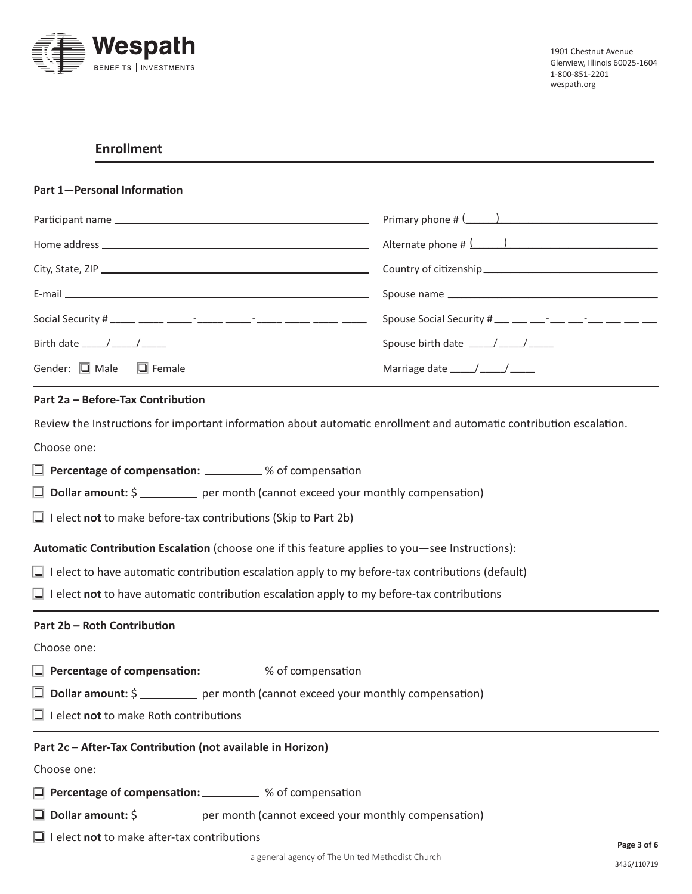Wespath
BENEFITS | INVESTMENTS

1901 Chestnut Avenue
Glenview, Illinois 60025-1604
1-800-851-2201
wespath.org

## Enrollment

### Part 1—Personal Information

Participant name ______________________________

Primary phone # (_____) ______________________________

Home address ______________________________

Alternate phone # (_____) ______________________________

City, State, ZIP ______________________________

Country of citizenship ______________________________

E-mail ______________________________

Spouse name ______________________________

Social Security # ____ ____ ____-____ ____-____ ____ ____ ____

Spouse Social Security # ___ ___ ___-___ ___-___ ___ ___ ___

Birth date ____/____/____

Spouse birth date ____/____/____

Gender: ☐ Male ☐ Female

Marriage date ____/____/____

### Part 2a – Before-Tax Contribution

Review the Instructions for important information about automatic enrollment and automatic contribution escalation.

Choose one:

☐ **Percentage of compensation:** ________ % of compensation

☐ **Dollar amount:** $ ________ per month (cannot exceed your monthly compensation)

☐ I elect **not** to make before-tax contributions (Skip to Part 2b)

**Automatic Contribution Escalation** (choose one if this feature applies to you—see Instructions):

☐ I elect to have automatic contribution escalation apply to my before-tax contributions (default)

☐ I elect **not** to have automatic contribution escalation apply to my before-tax contributions

### Part 2b – Roth Contribution

Choose one:

☐ **Percentage of compensation:** ________ % of compensation

☐ **Dollar amount:** $ ________ per month (cannot exceed your monthly compensation)

☐ I elect **not** to make Roth contributions

### Part 2c – After-Tax Contribution (not available in Horizon)

Choose one:

☐ **Percentage of compensation:** ________ % of compensation

☐ **Dollar amount:** $ ________ per month (cannot exceed your monthly compensation)

☐ I elect **not** to make after-tax contributions

a general agency of The United Methodist Church

3436/110719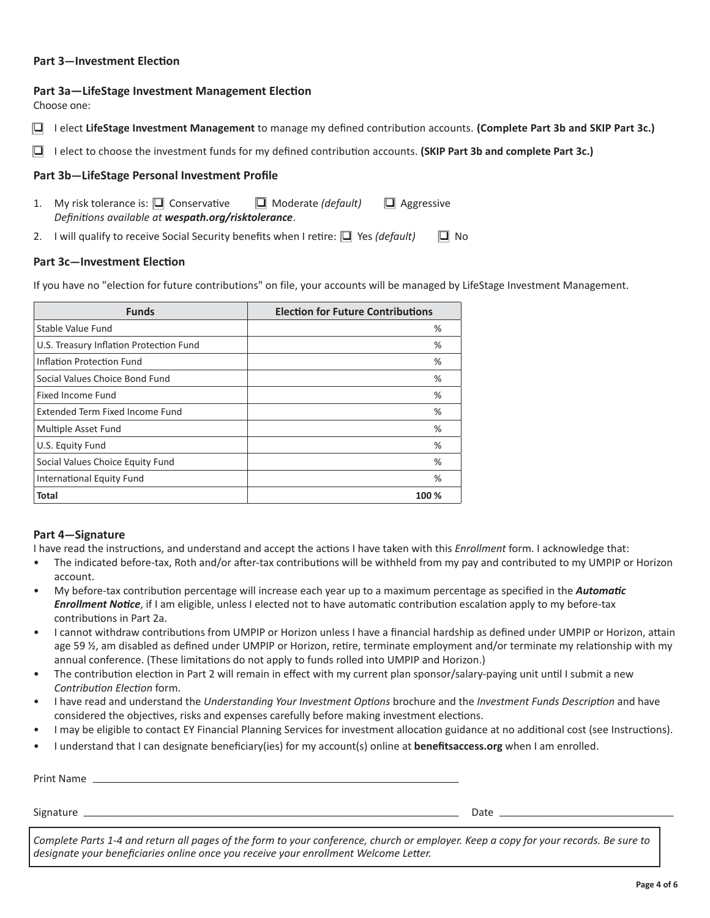## Part 3—Investment Election

### Part 3a—LifeStage Investment Management Election

Choose one:

- ☐ I elect **LifeStage Investment Management** to manage my defined contribution accounts. **(Complete Part 3b and SKIP Part 3c.)**
- ☐ I elect to choose the investment funds for my defined contribution accounts. **(SKIP Part 3b and complete Part 3c.)**

### Part 3b—LifeStage Personal Investment Profile

1. My risk tolerance is: ☐ Conservative ☐ Moderate *(default)* ☐ Aggressive
   *Definitions available at **wespath.org/risktolerance**.*
2. I will qualify to receive Social Security benefits when I retire: ☐ Yes *(default)* ☐ No

### Part 3c—Investment Election

If you have no "election for future contributions" on file, your accounts will be managed by LifeStage Investment Management.

| Funds | Election for Future Contributions |
|---|---|
| Stable Value Fund | % |
| U.S. Treasury Inflation Protection Fund | % |
| Inflation Protection Fund | % |
| Social Values Choice Bond Fund | % |
| Fixed Income Fund | % |
| Extended Term Fixed Income Fund | % |
| Multiple Asset Fund | % |
| U.S. Equity Fund | % |
| Social Values Choice Equity Fund | % |
| International Equity Fund | % |
| **Total** | **100 %** |

## Part 4—Signature

I have read the instructions, and understand and accept the actions I have taken with this *Enrollment* form. I acknowledge that:

- The indicated before-tax, Roth and/or after-tax contributions will be withheld from my pay and contributed to my UMPIP or Horizon account.
- My before-tax contribution percentage will increase each year up to a maximum percentage as specified in the ***Automatic Enrollment Notice***, if I am eligible, unless I elected not to have automatic contribution escalation apply to my before-tax contributions in Part 2a.
- I cannot withdraw contributions from UMPIP or Horizon unless I have a financial hardship as defined under UMPIP or Horizon, attain age 59 ½, am disabled as defined under UMPIP or Horizon, retire, terminate employment and/or terminate my relationship with my annual conference. (These limitations do not apply to funds rolled into UMPIP and Horizon.)
- The contribution election in Part 2 will remain in effect with my current plan sponsor/salary-paying unit until I submit a new *Contribution Election* form.
- I have read and understand the *Understanding Your Investment Options* brochure and the *Investment Funds Description* and have considered the objectives, risks and expenses carefully before making investment elections.
- I may be eligible to contact EY Financial Planning Services for investment allocation guidance at no additional cost (see Instructions).
- I understand that I can designate beneficiary(ies) for my account(s) online at **benefitsaccess.org** when I am enrolled.

Print Name ______________________________

Signature ______________________________ Date ______________________________

*Complete Parts 1-4 and return all pages of the form to your conference, church or employer. Keep a copy for your records. Be sure to designate your beneficiaries online once you receive your enrollment Welcome Letter.*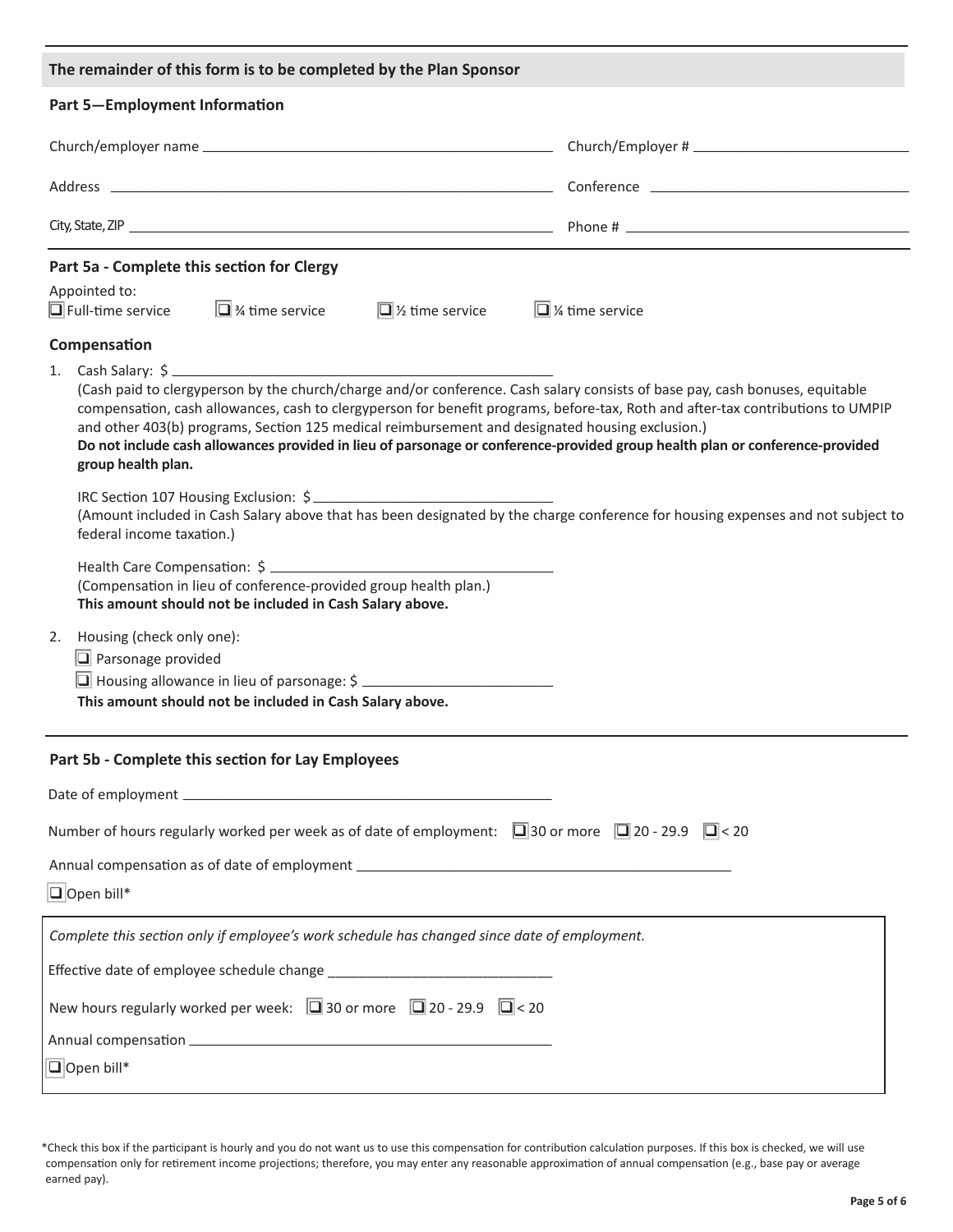**The remainder of this form is to be completed by the Plan Sponsor**

## Part 5—Employment Information

Church/employer name ____________________ Church/Employer # ____________________

Address ____________________ Conference ____________________

City, State, ZIP ____________________ Phone # ____________________

### Part 5a - Complete this section for Clergy

Appointed to:

❑ Full-time service ❑ ¾ time service ❑ ½ time service ❑ ¼ time service

**Compensation**

1. Cash Salary: $ ____________________

   (Cash paid to clergyperson by the church/charge and/or conference. Cash salary consists of base pay, cash bonuses, equitable compensation, cash allowances, cash to clergyperson for benefit programs, before-tax, Roth and after-tax contributions to UMPIP and other 403(b) programs, Section 125 medical reimbursement and designated housing exclusion.)
   **Do not include cash allowances provided in lieu of parsonage or conference-provided group health plan or conference-provided group health plan.**

   IRC Section 107 Housing Exclusion: $ ____________________

   (Amount included in Cash Salary above that has been designated by the charge conference for housing expenses and not subject to federal income taxation.)

   Health Care Compensation: $ ____________________

   (Compensation in lieu of conference-provided group health plan.)
   **This amount should not be included in Cash Salary above.**

2. Housing (check only one):

   ❑ Parsonage provided

   ❑ Housing allowance in lieu of parsonage: $ ____________________

   **This amount should not be included in Cash Salary above.**

### Part 5b - Complete this section for Lay Employees

Date of employment ____________________

Number of hours regularly worked per week as of date of employment: ❑ 30 or more ❑ 20 - 29.9 ❑ < 20

Annual compensation as of date of employment ____________________

❑ Open bill*

*Complete this section only if employee's work schedule has changed since date of employment.*

Effective date of employee schedule change ____________________

New hours regularly worked per week: ❑ 30 or more ❑ 20 - 29.9 ❑ < 20

Annual compensation ____________________

❑ Open bill*

*Check this box if the participant is hourly and you do not want us to use this compensation for contribution calculation purposes. If this box is checked, we will use compensation only for retirement income projections; therefore, you may enter any reasonable approximation of annual compensation (e.g., base pay or average earned pay).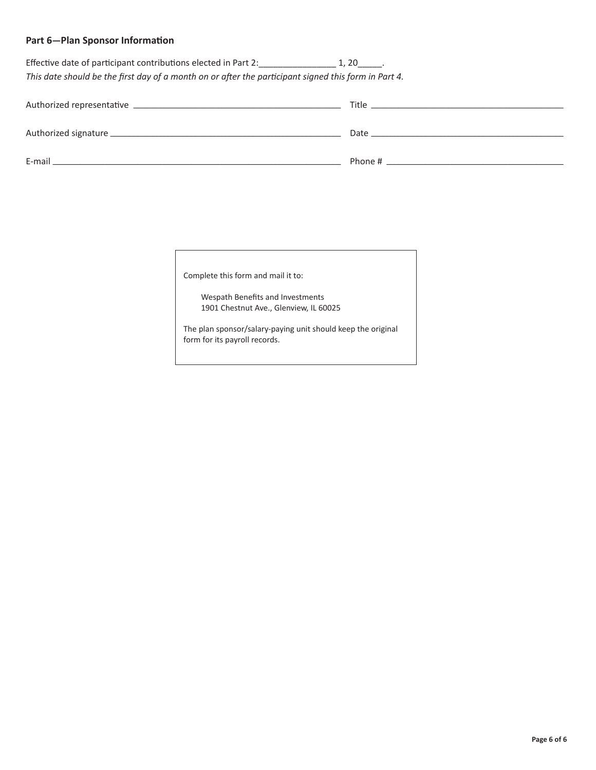## Part 6—Plan Sponsor Information

Effective date of participant contributions elected in Part 2:________________ 1, 20_____.

*This date should be the first day of a month on or after the participant signed this form in Part 4.*

Authorized representative ____________________________________________ Title ________________________________________

Authorized signature __________________________________________________ Date ________________________________________

E-mail _______________________________________________________________ Phone # _____________________________________

Complete this form and mail it to:

Wespath Benefits and Investments
1901 Chestnut Ave., Glenview, IL 60025

The plan sponsor/salary-paying unit should keep the original form for its payroll records.